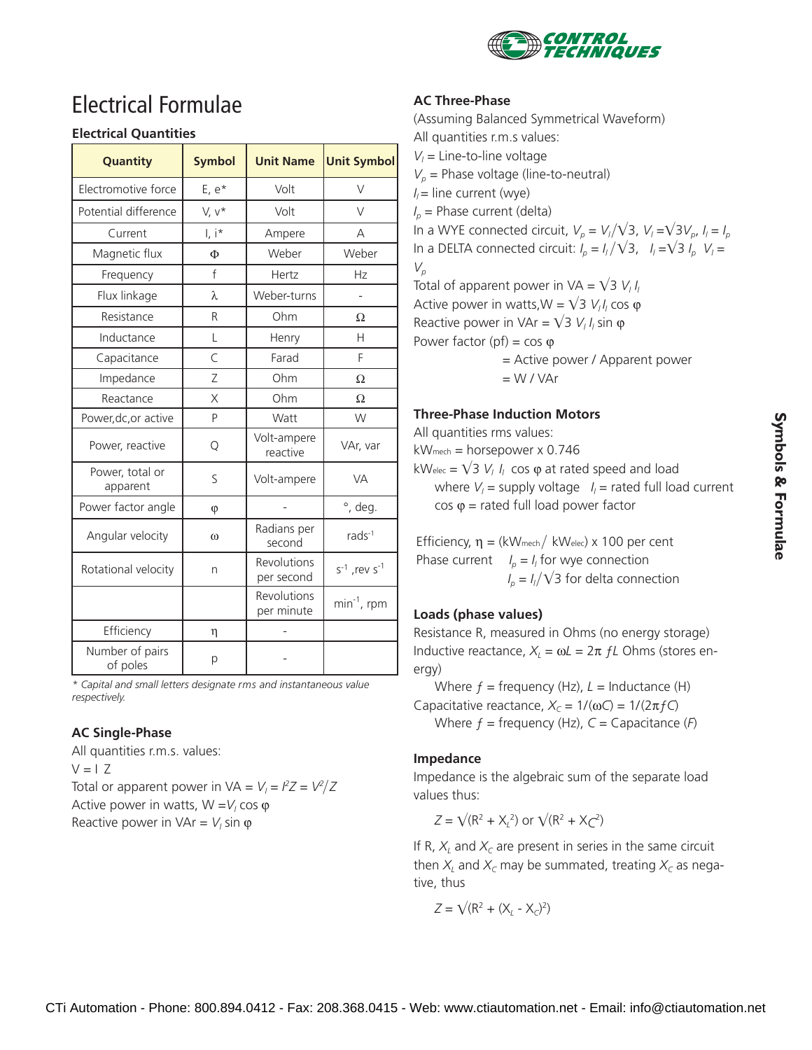# Electrical Formulae

### Electrical Quantities

| Quantity | Symbol | Unit Name | Unit Symbol |
|---|---|---|---|
| Electromotive force | E, e* | Volt | V |
| Potential difference | V, v* | Volt | V |
| Current | I, i* | Ampere | A |
| Magnetic flux | Φ | Weber | Weber |
| Frequency | f | Hertz | Hz |
| Flux linkage | λ | Weber-turns | - |
| Resistance | R | Ohm | Ω |
| Inductance | L | Henry | H |
| Capacitance | C | Farad | F |
| Impedance | Z | Ohm | Ω |
| Reactance | X | Ohm | Ω |
| Power,dc,or active | P | Watt | W |
| Power, reactive | Q | Volt-ampere reactive | VAr, var |
| Power, total or apparent | S | Volt-ampere | VA |
| Power factor angle | φ | - | °, deg. |
| Angular velocity | ω | Radians per second | $rads^{-1}$ |
| Rotational velocity | n | Revolutions per second | $s^{-1}$ ,rev $s^{-1}$ |
| | | Revolutions per minute | $min^{-1}$, rpm |
| Efficiency | η | - | |
| Number of pairs of poles | p | - | |

*\* Capital and small letters designate rms and instantaneous value respectively.*

### AC Single-Phase

All quantities r.m.s. values:

V = I Z

Total or apparent power in VA = $V_l = I^2Z = V^2/Z$

Active power in watts, W $= V_l \cos \varphi$

Reactive power in VAr = $V_l \sin \varphi$

### AC Three-Phase

(Assuming Balanced Symmetrical Waveform)

All quantities r.m.s values:

$V_l$ = Line-to-line voltage

$V_p$ = Phase voltage (line-to-neutral)

$I_l$ = line current (wye)

$I_p$ = Phase current (delta)

In a WYE connected circuit, $V_p = V_l/\sqrt{3}$, $V_l = \sqrt{3}V_p$, $I_l = I_p$

In a DELTA connected circuit: $I_p = I_l/\sqrt{3}$, $I_l = \sqrt{3}\, I_p$ $V_l = V_p$

Total of apparent power in VA = $\sqrt{3}\, V_l I_l$

Active power in watts,W = $\sqrt{3}\, V_l I_l \cos \varphi$

Reactive power in VAr = $\sqrt{3}\, V_l I_l \sin \varphi$

Power factor (pf) = cos φ

= Active power / Apparent power

= W / VAr

### Three-Phase Induction Motors

All quantities rms values:

$kW_{mech}$ = horsepower x 0.746

$kW_{elec} = \sqrt{3}\, V_l\, I_l \cos \varphi$ at rated speed and load

where $V_l$ = supply voltage $I_l$ = rated full load current

cos φ = rated full load power factor

Efficiency, $\eta = (kW_{mech} / kW_{elec})$ x 100 per cent

Phase current $I_p = I_l$ for wye connection

$I_p = I_l/\sqrt{3}$ for delta connection

### Loads (phase values)

Resistance R, measured in Ohms (no energy storage)

Inductive reactance, $X_L = \omega L = 2\pi f L$ Ohms (stores energy)

Where $f$ = frequency (Hz), $L$ = Inductance (H)

Capacitative reactance, $X_C = 1/(\omega C) = 1/(2\pi f C)$

Where $f$ = frequency (Hz), $C$ = Capacitance ($F$)

### Impedance

Impedance is the algebraic sum of the separate load values thus:

$$Z = \sqrt{(R^2 + X_L^2)} \text{ or } \sqrt{(R^2 + X_C^2)}$$

If R, $X_L$ and $X_C$ are present in series in the same circuit then $X_L$ and $X_C$ may be summated, treating $X_C$ as negative, thus

$$Z = \sqrt{(R^2 + (X_L - X_C)^2)}$$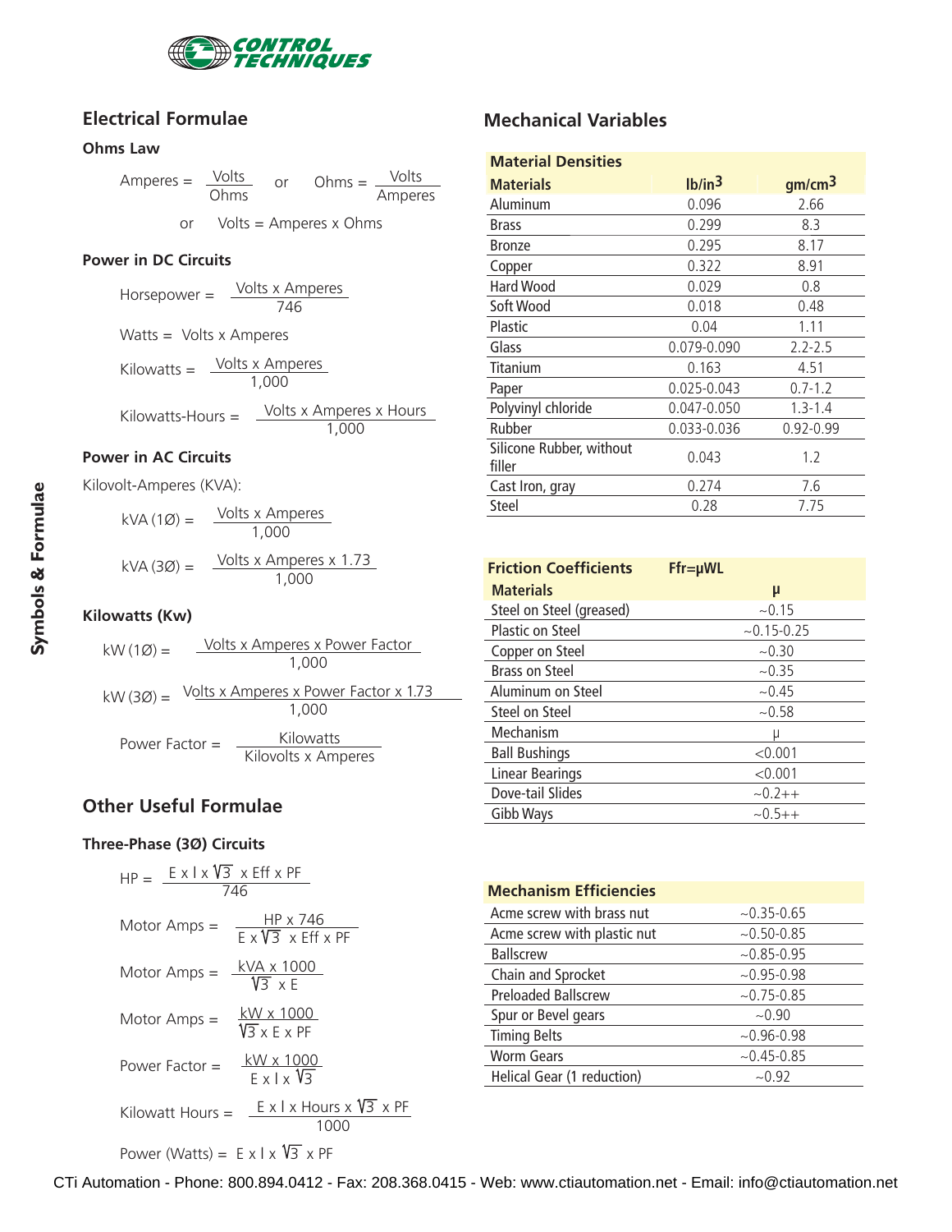## Electrical Formulae

### Ohms Law

$$\text{Amperes} = \frac{\text{Volts}}{\text{Ohms}} \quad \text{or} \quad \text{Ohms} = \frac{\text{Volts}}{\text{Amperes}}$$

$$\text{or} \quad \text{Volts} = \text{Amperes} \times \text{Ohms}$$

### Power in DC Circuits

$$\text{Horsepower} = \frac{\text{Volts} \times \text{Amperes}}{746}$$

$$\text{Watts} = \text{Volts} \times \text{Amperes}$$

$$\text{Kilowatts} = \frac{\text{Volts} \times \text{Amperes}}{1{,}000}$$

$$\text{Kilowatts-Hours} = \frac{\text{Volts} \times \text{Amperes} \times \text{Hours}}{1{,}000}$$

### Power in AC Circuits

Kilovolt-Amperes (KVA):

$$\text{kVA (1Ø)} = \frac{\text{Volts} \times \text{Amperes}}{1{,}000}$$

$$\text{kVA (3Ø)} = \frac{\text{Volts} \times \text{Amperes} \times 1.73}{1{,}000}$$

### Kilowatts (Kw)

$$\text{kW (1Ø)} = \frac{\text{Volts} \times \text{Amperes} \times \text{Power Factor}}{1{,}000}$$

$$\text{kW (3Ø)} = \frac{\text{Volts} \times \text{Amperes} \times \text{Power Factor} \times 1.73}{1{,}000}$$

$$\text{Power Factor} = \frac{\text{Kilowatts}}{\text{Kilovolts} \times \text{Amperes}}$$

## Other Useful Formulae

### Three-Phase (3Ø) Circuits

$$\text{HP} = \frac{E \times I \times \sqrt{3} \times \text{Eff} \times \text{PF}}{746}$$

$$\text{Motor Amps} = \frac{\text{HP} \times 746}{E \times \sqrt{3} \times \text{Eff} \times \text{PF}}$$

$$\text{Motor Amps} = \frac{\text{kVA} \times 1000}{\sqrt{3} \times E}$$

$$\text{Motor Amps} = \frac{\text{kW} \times 1000}{\sqrt{3} \times E \times \text{PF}}$$

$$\text{Power Factor} = \frac{\text{kW} \times 1000}{E \times I \times \sqrt{3}}$$

$$\text{Kilowatt Hours} = \frac{E \times I \times \text{Hours} \times \sqrt{3} \times \text{PF}}{1000}$$

$$\text{Power (Watts)} = E \times I \times \sqrt{3} \times \text{PF}$$

## Mechanical Variables

| Material Densities | | |
|---|---|---|
| **Materials** | **lb/in³** | **gm/cm³** |
| Aluminum | 0.096 | 2.66 |
| Brass | 0.299 | 8.3 |
| Bronze | 0.295 | 8.17 |
| Copper | 0.322 | 8.91 |
| Hard Wood | 0.029 | 0.8 |
| Soft Wood | 0.018 | 0.48 |
| Plastic | 0.04 | 1.11 |
| Glass | 0.079-0.090 | 2.2-2.5 |
| Titanium | 0.163 | 4.51 |
| Paper | 0.025-0.043 | 0.7-1.2 |
| Polyvinyl chloride | 0.047-0.050 | 1.3-1.4 |
| Rubber | 0.033-0.036 | 0.92-0.99 |
| Silicone Rubber, without filler | 0.043 | 1.2 |
| Cast Iron, gray | 0.274 | 7.6 |
| Steel | 0.28 | 7.75 |

| Friction Coefficients $F_{fr} = \mu WL$ | |
|---|---|
| **Materials** | **μ** |
| Steel on Steel (greased) | ~0.15 |
| Plastic on Steel | ~0.15-0.25 |
| Copper on Steel | ~0.30 |
| Brass on Steel | ~0.35 |
| Aluminum on Steel | ~0.45 |
| Steel on Steel | ~0.58 |
| Mechanism | μ |
| Ball Bushings | <0.001 |
| Linear Bearings | <0.001 |
| Dove-tail Slides | ~0.2++ |
| Gibb Ways | ~0.5++ |

| Mechanism Efficiencies | |
|---|---|
| Acme screw with brass nut | ~0.35-0.65 |
| Acme screw with plastic nut | ~0.50-0.85 |
| Ballscrew | ~0.85-0.95 |
| Chain and Sprocket | ~0.95-0.98 |
| Preloaded Ballscrew | ~0.75-0.85 |
| Spur or Bevel gears | ~0.90 |
| Timing Belts | ~0.96-0.98 |
| Worm Gears | ~0.45-0.85 |
| Helical Gear (1 reduction) | ~0.92 |